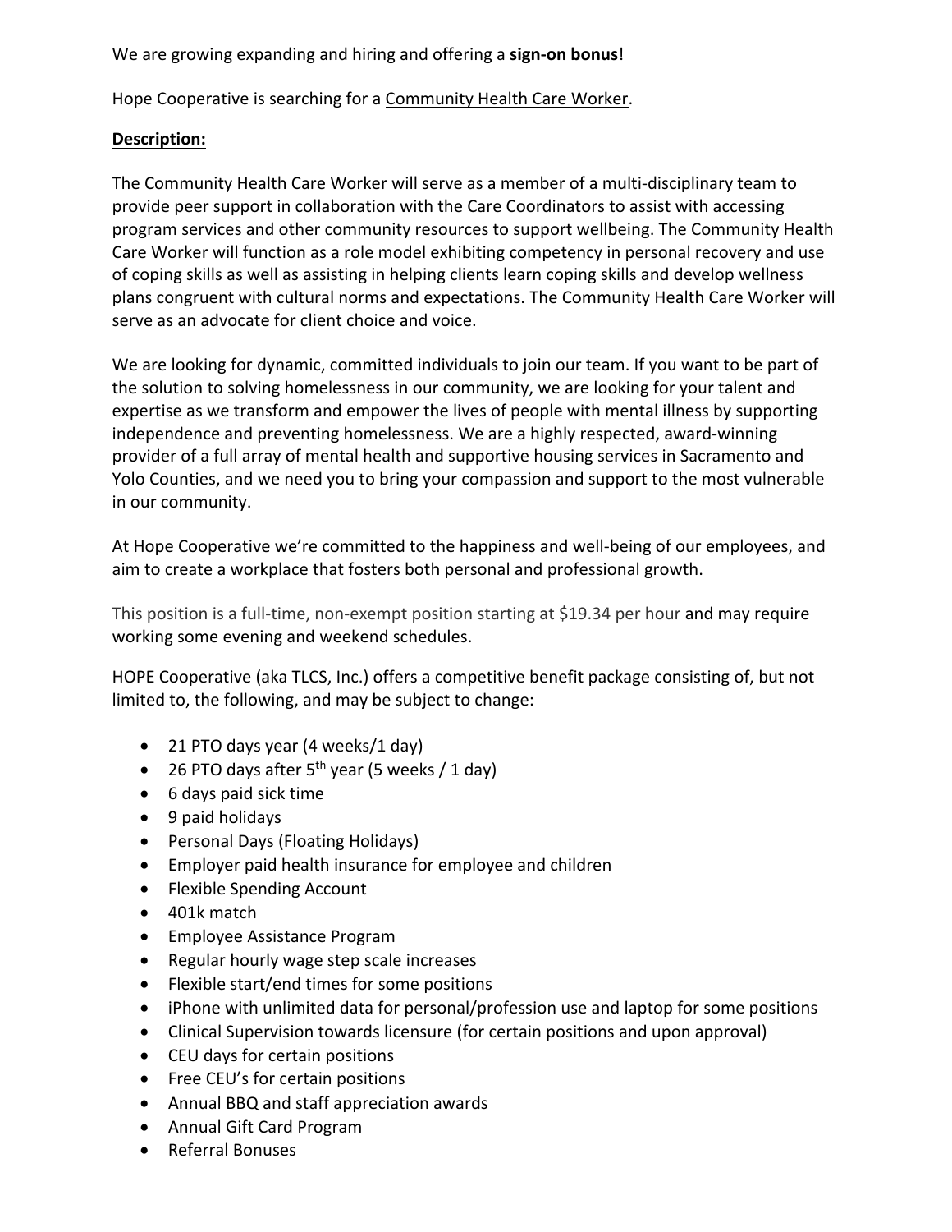We are growing expanding and hiring and offering a **sign-on bonus**!

Hope Cooperative is searching for a Community Health Care Worker.

**Description:**

The Community Health Care Worker will serve as a member of a multi-disciplinary team to provide peer support in collaboration with the Care Coordinators to assist with accessing program services and other community resources to support wellbeing. The Community Health Care Worker will function as a role model exhibiting competency in personal recovery and use of coping skills as well as assisting in helping clients learn coping skills and develop wellness plans congruent with cultural norms and expectations. The Community Health Care Worker will serve as an advocate for client choice and voice.

We are looking for dynamic, committed individuals to join our team. If you want to be part of the solution to solving homelessness in our community, we are looking for your talent and expertise as we transform and empower the lives of people with mental illness by supporting independence and preventing homelessness. We are a highly respected, award-winning provider of a full array of mental health and supportive housing services in Sacramento and Yolo Counties, and we need you to bring your compassion and support to the most vulnerable in our community.

At Hope Cooperative we're committed to the happiness and well-being of our employees, and aim to create a workplace that fosters both personal and professional growth.

This position is a full-time, non-exempt position starting at $19.34 per hour and may require working some evening and weekend schedules.

HOPE Cooperative (aka TLCS, Inc.) offers a competitive benefit package consisting of, but not limited to, the following, and may be subject to change:

- 21 PTO days year (4 weeks/1 day)
- 26 PTO days after 5th year (5 weeks / 1 day)
- 6 days paid sick time
- 9 paid holidays
- Personal Days (Floating Holidays)
- Employer paid health insurance for employee and children
- Flexible Spending Account
- 401k match
- Employee Assistance Program
- Regular hourly wage step scale increases
- Flexible start/end times for some positions
- iPhone with unlimited data for personal/profession use and laptop for some positions
- Clinical Supervision towards licensure (for certain positions and upon approval)
- CEU days for certain positions
- Free CEU's for certain positions
- Annual BBQ and staff appreciation awards
- Annual Gift Card Program
- Referral Bonuses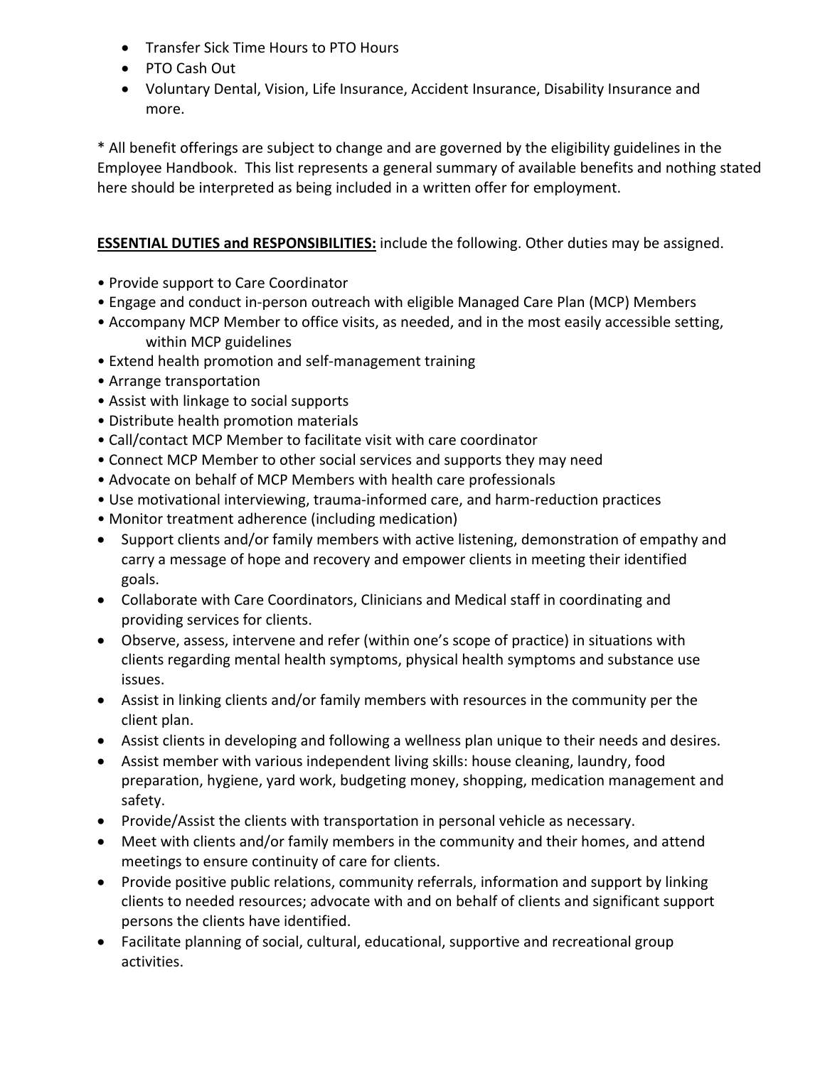- Transfer Sick Time Hours to PTO Hours
- PTO Cash Out
- Voluntary Dental, Vision, Life Insurance, Accident Insurance, Disability Insurance and more.

* All benefit offerings are subject to change and are governed by the eligibility guidelines in the Employee Handbook. This list represents a general summary of available benefits and nothing stated here should be interpreted as being included in a written offer for employment.

**ESSENTIAL DUTIES and RESPONSIBILITIES:** include the following. Other duties may be assigned.

- Provide support to Care Coordinator
- Engage and conduct in-person outreach with eligible Managed Care Plan (MCP) Members
- Accompany MCP Member to office visits, as needed, and in the most easily accessible setting, within MCP guidelines
- Extend health promotion and self-management training
- Arrange transportation
- Assist with linkage to social supports
- Distribute health promotion materials
- Call/contact MCP Member to facilitate visit with care coordinator
- Connect MCP Member to other social services and supports they may need
- Advocate on behalf of MCP Members with health care professionals
- Use motivational interviewing, trauma-informed care, and harm-reduction practices
- Monitor treatment adherence (including medication)
- Support clients and/or family members with active listening, demonstration of empathy and carry a message of hope and recovery and empower clients in meeting their identified goals.
- Collaborate with Care Coordinators, Clinicians and Medical staff in coordinating and providing services for clients.
- Observe, assess, intervene and refer (within one's scope of practice) in situations with clients regarding mental health symptoms, physical health symptoms and substance use issues.
- Assist in linking clients and/or family members with resources in the community per the client plan.
- Assist clients in developing and following a wellness plan unique to their needs and desires.
- Assist member with various independent living skills: house cleaning, laundry, food preparation, hygiene, yard work, budgeting money, shopping, medication management and safety.
- Provide/Assist the clients with transportation in personal vehicle as necessary.
- Meet with clients and/or family members in the community and their homes, and attend meetings to ensure continuity of care for clients.
- Provide positive public relations, community referrals, information and support by linking clients to needed resources; advocate with and on behalf of clients and significant support persons the clients have identified.
- Facilitate planning of social, cultural, educational, supportive and recreational group activities.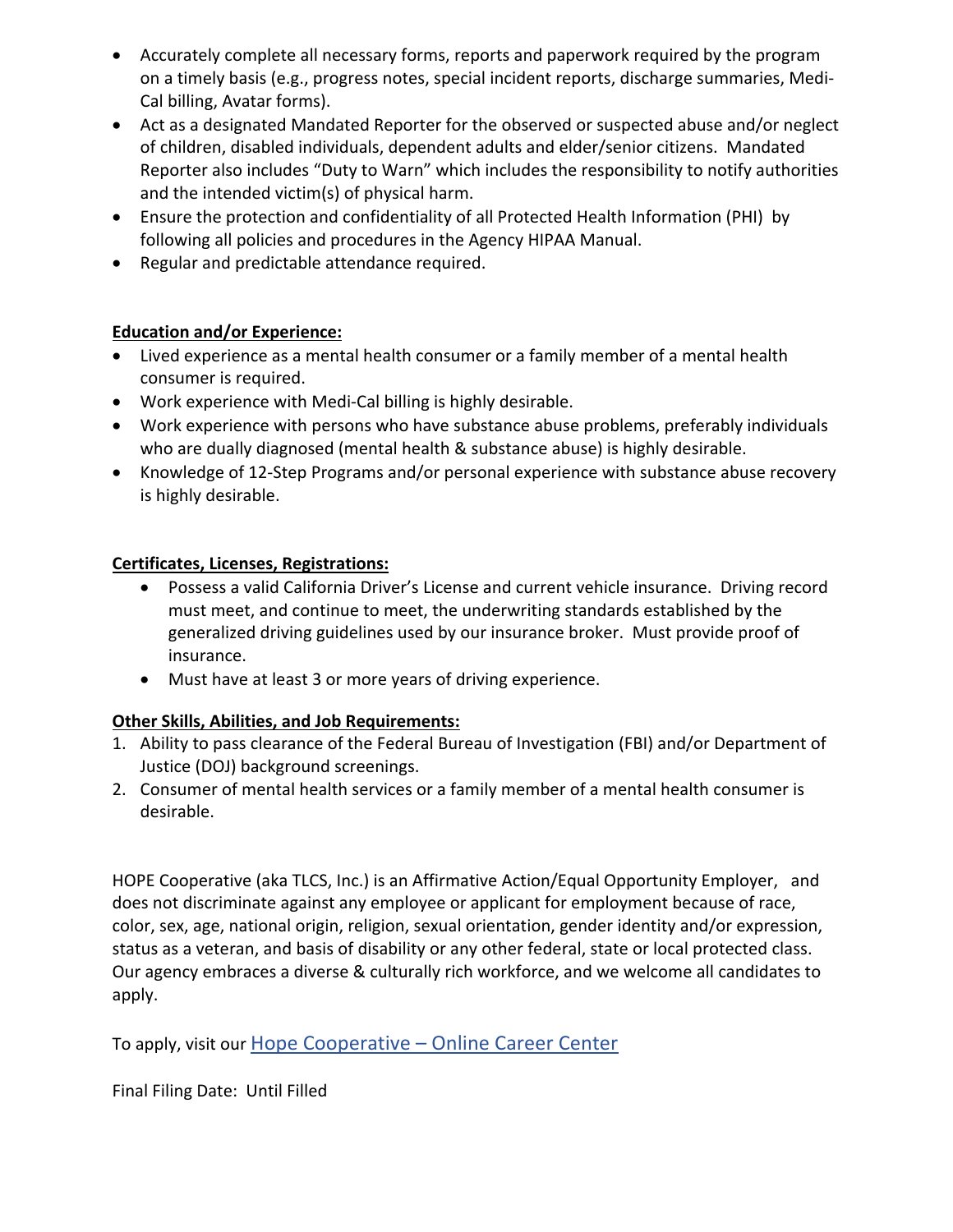- Accurately complete all necessary forms, reports and paperwork required by the program on a timely basis (e.g., progress notes, special incident reports, discharge summaries, Medi-Cal billing, Avatar forms).
- Act as a designated Mandated Reporter for the observed or suspected abuse and/or neglect of children, disabled individuals, dependent adults and elder/senior citizens. Mandated Reporter also includes "Duty to Warn" which includes the responsibility to notify authorities and the intended victim(s) of physical harm.
- Ensure the protection and confidentiality of all Protected Health Information (PHI) by following all policies and procedures in the Agency HIPAA Manual.
- Regular and predictable attendance required.

**Education and/or Experience:**

- Lived experience as a mental health consumer or a family member of a mental health consumer is required.
- Work experience with Medi-Cal billing is highly desirable.
- Work experience with persons who have substance abuse problems, preferably individuals who are dually diagnosed (mental health & substance abuse) is highly desirable.
- Knowledge of 12-Step Programs and/or personal experience with substance abuse recovery is highly desirable.

**Certificates, Licenses, Registrations:**

- Possess a valid California Driver's License and current vehicle insurance. Driving record must meet, and continue to meet, the underwriting standards established by the generalized driving guidelines used by our insurance broker. Must provide proof of insurance.
- Must have at least 3 or more years of driving experience.

**Other Skills, Abilities, and Job Requirements:**

1. Ability to pass clearance of the Federal Bureau of Investigation (FBI) and/or Department of Justice (DOJ) background screenings.
2. Consumer of mental health services or a family member of a mental health consumer is desirable.

HOPE Cooperative (aka TLCS, Inc.) is an Affirmative Action/Equal Opportunity Employer, and does not discriminate against any employee or applicant for employment because of race, color, sex, age, national origin, religion, sexual orientation, gender identity and/or expression, status as a veteran, and basis of disability or any other federal, state or local protected class. Our agency embraces a diverse & culturally rich workforce, and we welcome all candidates to apply.

To apply, visit our Hope Cooperative – Online Career Center

Final Filing Date: Until Filled